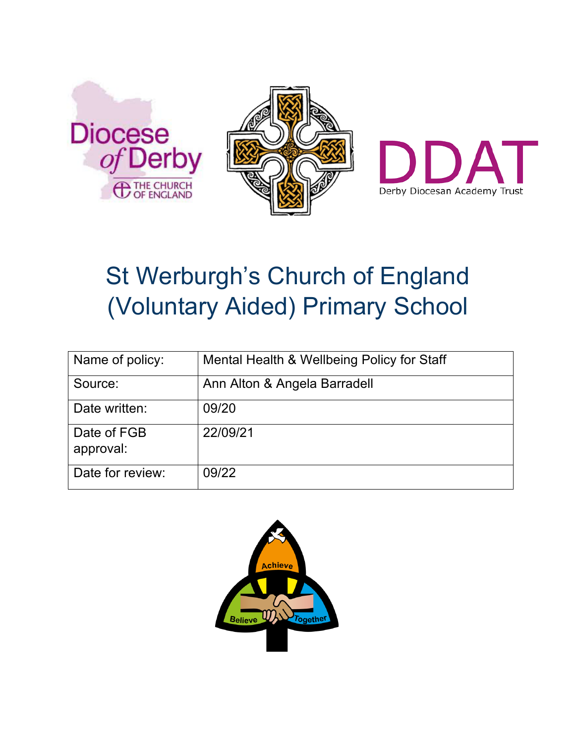# St Werburgh's Church of England (Voluntary Aided) Primary School

| Name of policy: | Mental Health & Wellbeing Policy for Staff |
|---|---|
| Source: | Ann Alton & Angela Barradell |
| Date written: | 09/20 |
| Date of FGB approval: | 22/09/21 |
| Date for review: | 09/22 |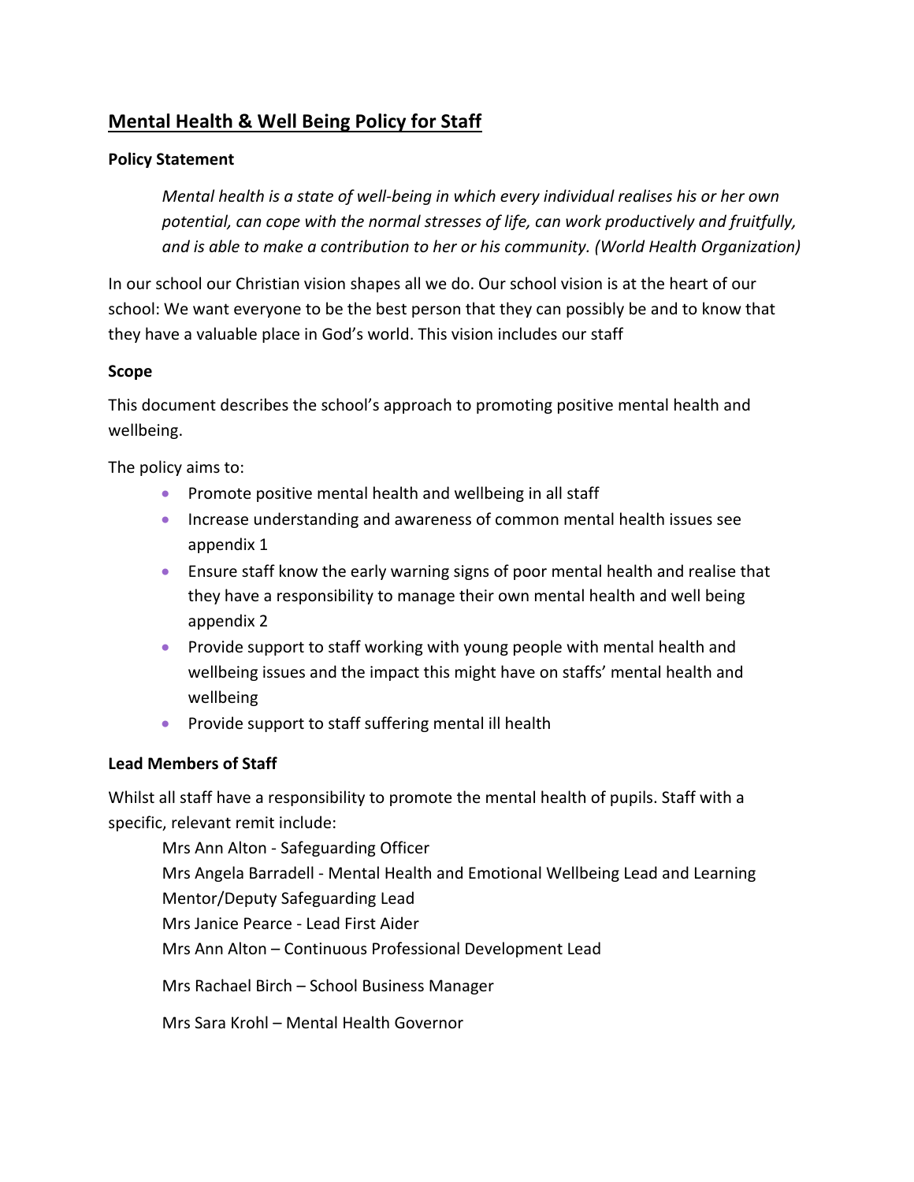## Mental Health & Well Being Policy for Staff

**Policy Statement**

> *Mental health is a state of well-being in which every individual realises his or her own potential, can cope with the normal stresses of life, can work productively and fruitfully, and is able to make a contribution to her or his community. (World Health Organization)*

In our school our Christian vision shapes all we do. Our school vision is at the heart of our school: We want everyone to be the best person that they can possibly be and to know that they have a valuable place in God's world. This vision includes our staff

**Scope**

This document describes the school's approach to promoting positive mental health and wellbeing.

The policy aims to:

- Promote positive mental health and wellbeing in all staff
- Increase understanding and awareness of common mental health issues see appendix 1
- Ensure staff know the early warning signs of poor mental health and realise that they have a responsibility to manage their own mental health and well being appendix 2
- Provide support to staff working with young people with mental health and wellbeing issues and the impact this might have on staffs' mental health and wellbeing
- Provide support to staff suffering mental ill health

**Lead Members of Staff**

Whilst all staff have a responsibility to promote the mental health of pupils. Staff with a specific, relevant remit include:

Mrs Ann Alton - Safeguarding Officer
Mrs Angela Barradell - Mental Health and Emotional Wellbeing Lead and Learning Mentor/Deputy Safeguarding Lead
Mrs Janice Pearce - Lead First Aider
Mrs Ann Alton – Continuous Professional Development Lead

Mrs Rachael Birch – School Business Manager

Mrs Sara Krohl – Mental Health Governor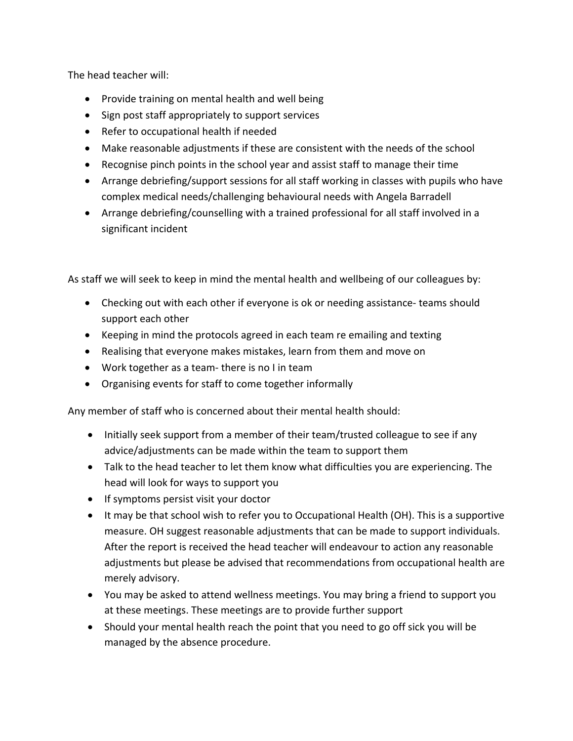The head teacher will:

- Provide training on mental health and well being
- Sign post staff appropriately to support services
- Refer to occupational health if needed
- Make reasonable adjustments if these are consistent with the needs of the school
- Recognise pinch points in the school year and assist staff to manage their time
- Arrange debriefing/support sessions for all staff working in classes with pupils who have complex medical needs/challenging behavioural needs with Angela Barradell
- Arrange debriefing/counselling with a trained professional for all staff involved in a significant incident

As staff we will seek to keep in mind the mental health and wellbeing of our colleagues by:

- Checking out with each other if everyone is ok or needing assistance- teams should support each other
- Keeping in mind the protocols agreed in each team re emailing and texting
- Realising that everyone makes mistakes, learn from them and move on
- Work together as a team- there is no I in team
- Organising events for staff to come together informally

Any member of staff who is concerned about their mental health should:

- Initially seek support from a member of their team/trusted colleague to see if any advice/adjustments can be made within the team to support them
- Talk to the head teacher to let them know what difficulties you are experiencing. The head will look for ways to support you
- If symptoms persist visit your doctor
- It may be that school wish to refer you to Occupational Health (OH). This is a supportive measure. OH suggest reasonable adjustments that can be made to support individuals. After the report is received the head teacher will endeavour to action any reasonable adjustments but please be advised that recommendations from occupational health are merely advisory.
- You may be asked to attend wellness meetings. You may bring a friend to support you at these meetings. These meetings are to provide further support
- Should your mental health reach the point that you need to go off sick you will be managed by the absence procedure.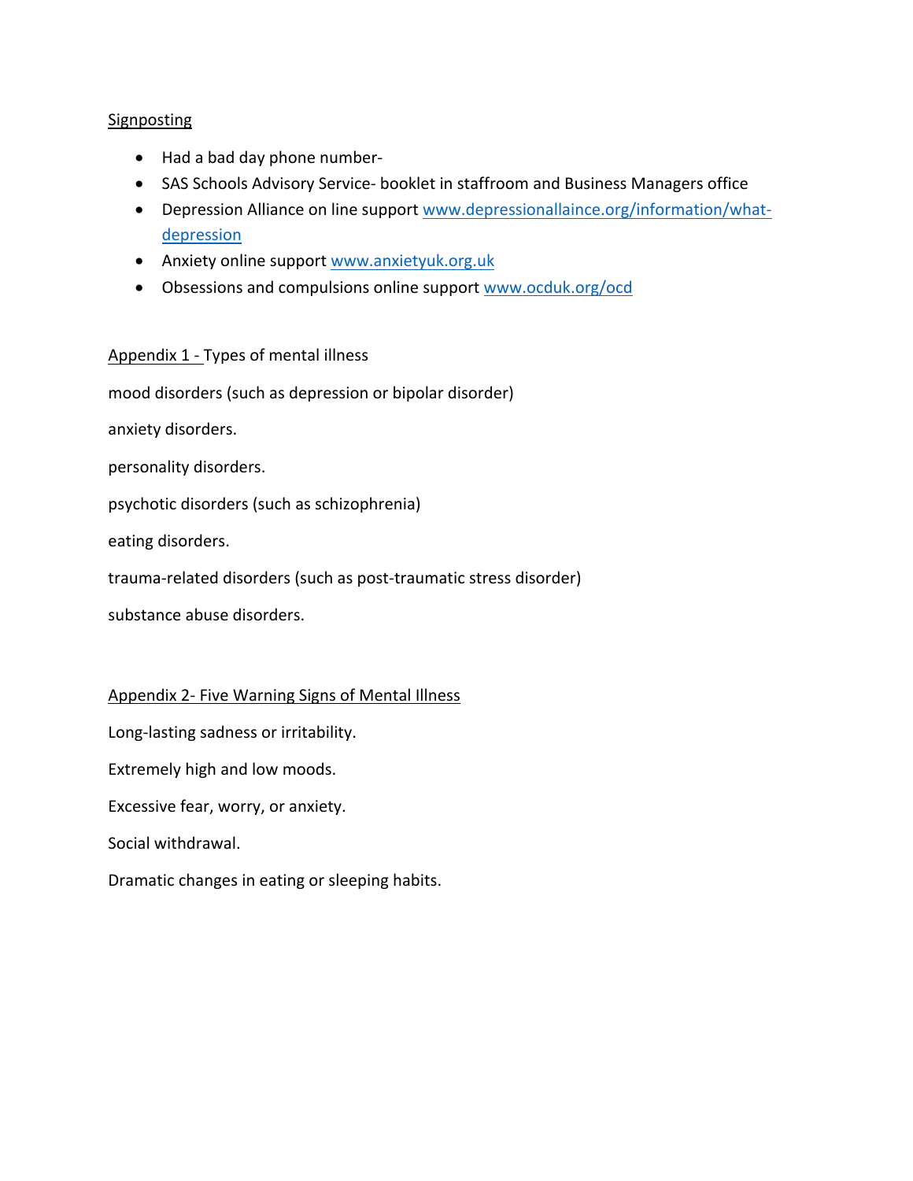Signposting

- Had a bad day phone number-
- SAS Schools Advisory Service- booklet in staffroom and Business Managers office
- Depression Alliance on line support www.depressionallaince.org/information/what-depression
- Anxiety online support www.anxietyuk.org.uk
- Obsessions and compulsions online support www.ocduk.org/ocd

Appendix 1 - Types of mental illness

mood disorders (such as depression or bipolar disorder)

anxiety disorders.

personality disorders.

psychotic disorders (such as schizophrenia)

eating disorders.

trauma-related disorders (such as post-traumatic stress disorder)

substance abuse disorders.

Appendix 2- Five Warning Signs of Mental Illness

Long-lasting sadness or irritability.

Extremely high and low moods.

Excessive fear, worry, or anxiety.

Social withdrawal.

Dramatic changes in eating or sleeping habits.